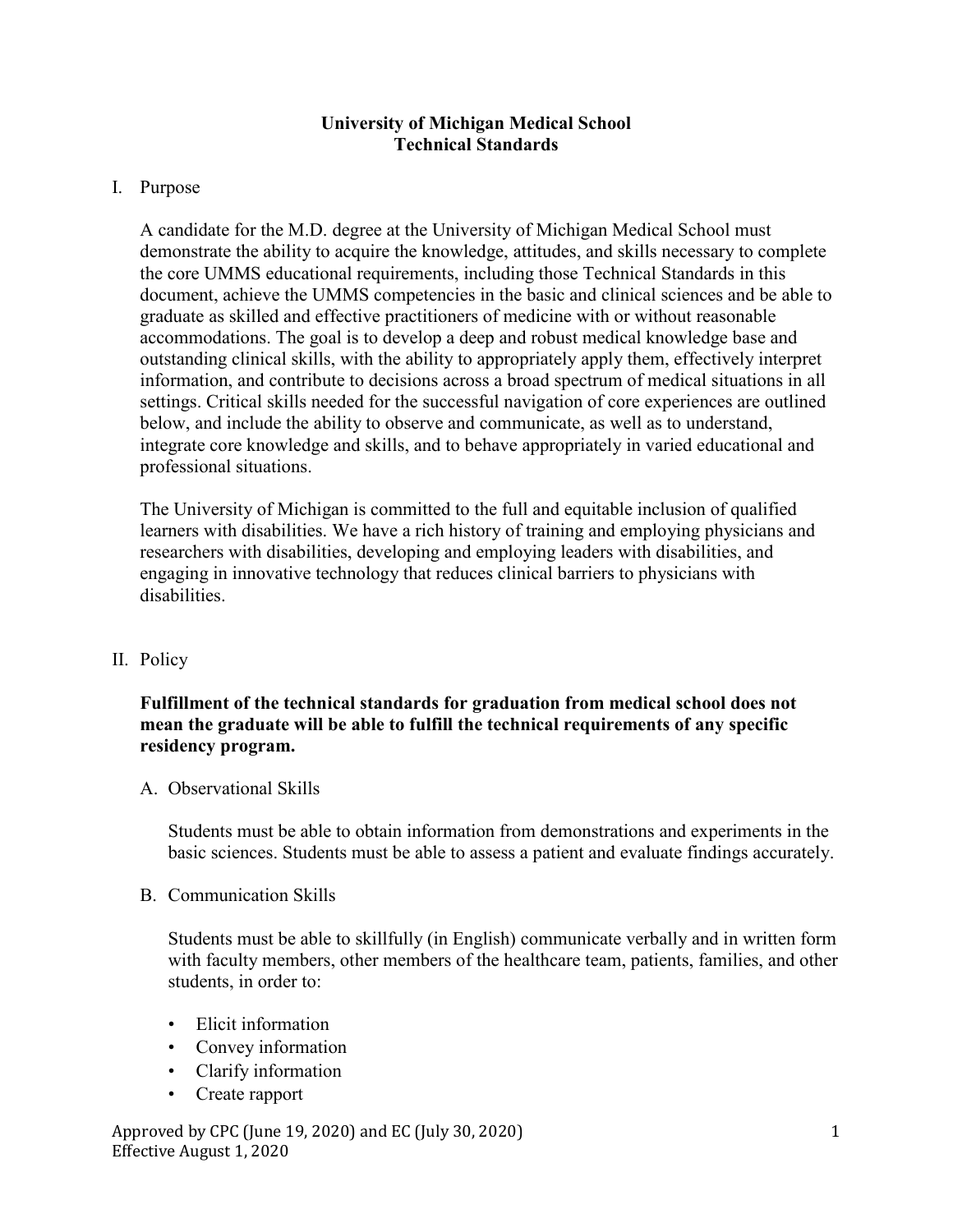# University of Michigan Medical School
# Technical Standards

## I. Purpose

A candidate for the M.D. degree at the University of Michigan Medical School must demonstrate the ability to acquire the knowledge, attitudes, and skills necessary to complete the core UMMS educational requirements, including those Technical Standards in this document, achieve the UMMS competencies in the basic and clinical sciences and be able to graduate as skilled and effective practitioners of medicine with or without reasonable accommodations. The goal is to develop a deep and robust medical knowledge base and outstanding clinical skills, with the ability to appropriately apply them, effectively interpret information, and contribute to decisions across a broad spectrum of medical situations in all settings. Critical skills needed for the successful navigation of core experiences are outlined below, and include the ability to observe and communicate, as well as to understand, integrate core knowledge and skills, and to behave appropriately in varied educational and professional situations.

The University of Michigan is committed to the full and equitable inclusion of qualified learners with disabilities. We have a rich history of training and employing physicians and researchers with disabilities, developing and employing leaders with disabilities, and engaging in innovative technology that reduces clinical barriers to physicians with disabilities.

## II. Policy

**Fulfillment of the technical standards for graduation from medical school does not mean the graduate will be able to fulfill the technical requirements of any specific residency program.**

### A. Observational Skills

Students must be able to obtain information from demonstrations and experiments in the basic sciences. Students must be able to assess a patient and evaluate findings accurately.

### B. Communication Skills

Students must be able to skillfully (in English) communicate verbally and in written form with faculty members, other members of the healthcare team, patients, families, and other students, in order to:

- Elicit information
- Convey information
- Clarify information
- Create rapport

Approved by CPC (June 19, 2020) and EC (July 30, 2020)
Effective August 1, 2020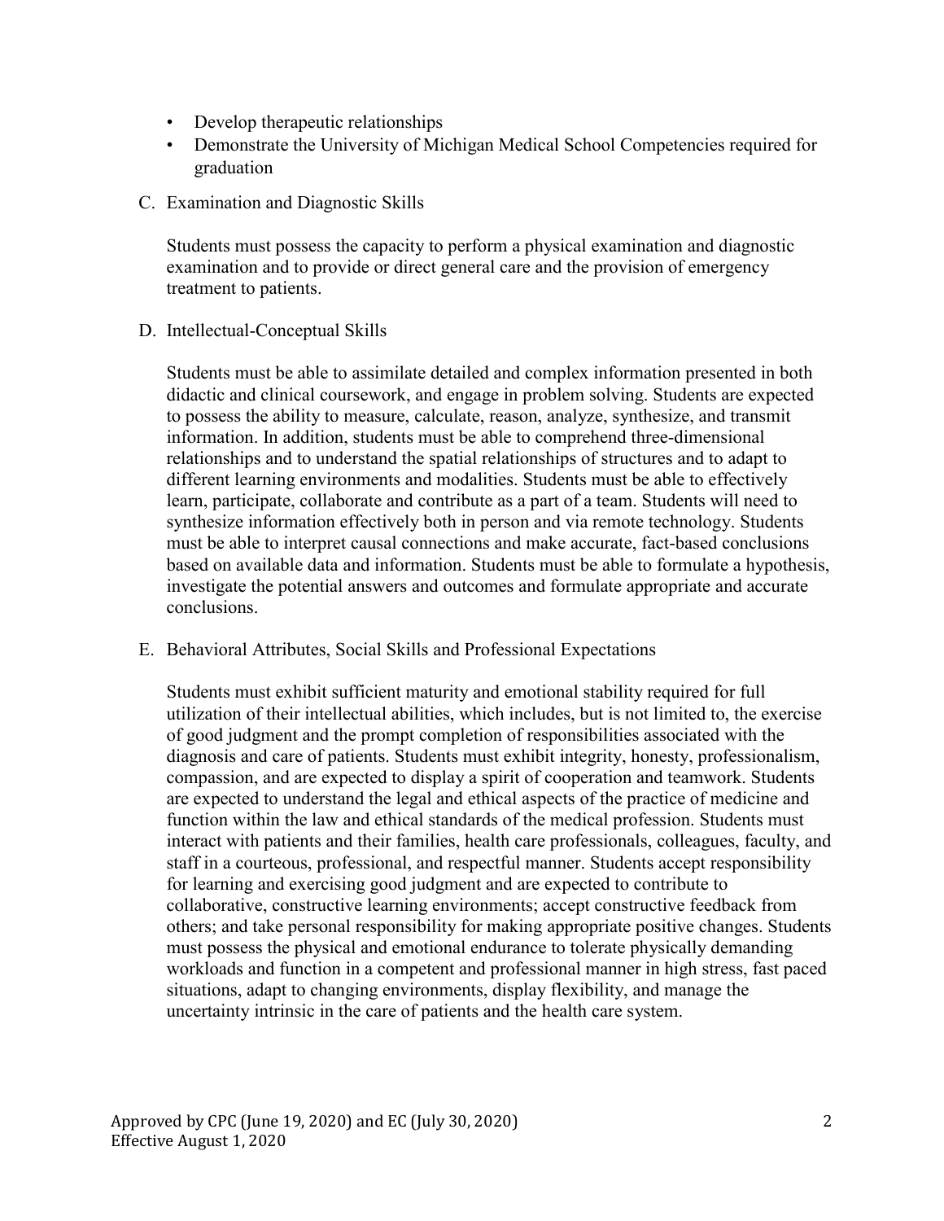- Develop therapeutic relationships
- Demonstrate the University of Michigan Medical School Competencies required for graduation

C. Examination and Diagnostic Skills

Students must possess the capacity to perform a physical examination and diagnostic examination and to provide or direct general care and the provision of emergency treatment to patients.

D. Intellectual-Conceptual Skills

Students must be able to assimilate detailed and complex information presented in both didactic and clinical coursework, and engage in problem solving. Students are expected to possess the ability to measure, calculate, reason, analyze, synthesize, and transmit information. In addition, students must be able to comprehend three-dimensional relationships and to understand the spatial relationships of structures and to adapt to different learning environments and modalities. Students must be able to effectively learn, participate, collaborate and contribute as a part of a team. Students will need to synthesize information effectively both in person and via remote technology. Students must be able to interpret causal connections and make accurate, fact-based conclusions based on available data and information. Students must be able to formulate a hypothesis, investigate the potential answers and outcomes and formulate appropriate and accurate conclusions.

E. Behavioral Attributes, Social Skills and Professional Expectations

Students must exhibit sufficient maturity and emotional stability required for full utilization of their intellectual abilities, which includes, but is not limited to, the exercise of good judgment and the prompt completion of responsibilities associated with the diagnosis and care of patients. Students must exhibit integrity, honesty, professionalism, compassion, and are expected to display a spirit of cooperation and teamwork. Students are expected to understand the legal and ethical aspects of the practice of medicine and function within the law and ethical standards of the medical profession. Students must interact with patients and their families, health care professionals, colleagues, faculty, and staff in a courteous, professional, and respectful manner. Students accept responsibility for learning and exercising good judgment and are expected to contribute to collaborative, constructive learning environments; accept constructive feedback from others; and take personal responsibility for making appropriate positive changes. Students must possess the physical and emotional endurance to tolerate physically demanding workloads and function in a competent and professional manner in high stress, fast paced situations, adapt to changing environments, display flexibility, and manage the uncertainty intrinsic in the care of patients and the health care system.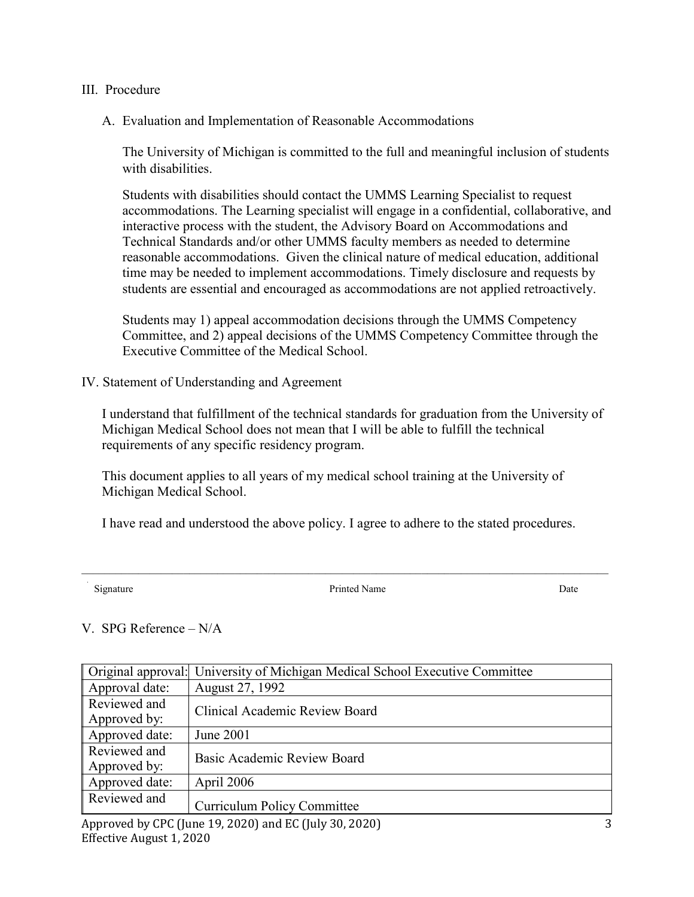III. Procedure

A. Evaluation and Implementation of Reasonable Accommodations

The University of Michigan is committed to the full and meaningful inclusion of students with disabilities.

Students with disabilities should contact the UMMS Learning Specialist to request accommodations. The Learning specialist will engage in a confidential, collaborative, and interactive process with the student, the Advisory Board on Accommodations and Technical Standards and/or other UMMS faculty members as needed to determine reasonable accommodations. Given the clinical nature of medical education, additional time may be needed to implement accommodations. Timely disclosure and requests by students are essential and encouraged as accommodations are not applied retroactively.

Students may 1) appeal accommodation decisions through the UMMS Competency Committee, and 2) appeal decisions of the UMMS Competency Committee through the Executive Committee of the Medical School.

IV. Statement of Understanding and Agreement

I understand that fulfillment of the technical standards for graduation from the University of Michigan Medical School does not mean that I will be able to fulfill the technical requirements of any specific residency program.

This document applies to all years of my medical school training at the University of Michigan Medical School.

I have read and understood the above policy. I agree to adhere to the stated procedures.

___________________________________________________________________________

Signature Printed Name Date

V. SPG Reference – N/A

| Original approval: | University of Michigan Medical School Executive Committee |
|---|---|
| Approval date: | August 27, 1992 |
| Reviewed and Approved by: | Clinical Academic Review Board |
| Approved date: | June 2001 |
| Reviewed and Approved by: | Basic Academic Review Board |
| Approved date: | April 2006 |
| Reviewed and | Curriculum Policy Committee |

Approved by CPC (June 19, 2020) and EC (July 30, 2020)
Effective August 1, 2020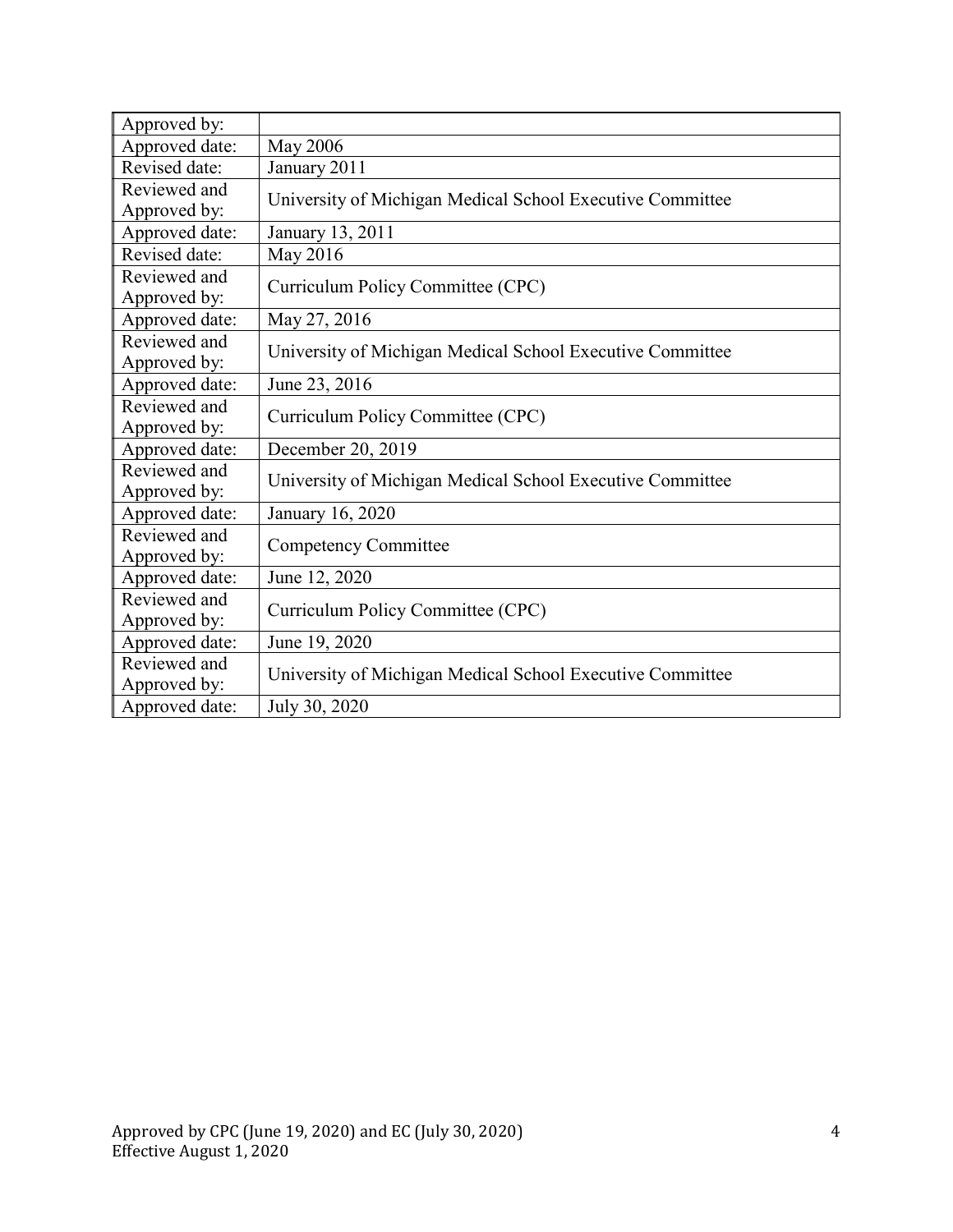| | |
|---|---|
| Approved by: | |
| Approved date: | May 2006 |
| Revised date: | January 2011 |
| Reviewed and Approved by: | University of Michigan Medical School Executive Committee |
| Approved date: | January 13, 2011 |
| Revised date: | May 2016 |
| Reviewed and Approved by: | Curriculum Policy Committee (CPC) |
| Approved date: | May 27, 2016 |
| Reviewed and Approved by: | University of Michigan Medical School Executive Committee |
| Approved date: | June 23, 2016 |
| Reviewed and Approved by: | Curriculum Policy Committee (CPC) |
| Approved date: | December 20, 2019 |
| Reviewed and Approved by: | University of Michigan Medical School Executive Committee |
| Approved date: | January 16, 2020 |
| Reviewed and Approved by: | Competency Committee |
| Approved date: | June 12, 2020 |
| Reviewed and Approved by: | Curriculum Policy Committee (CPC) |
| Approved date: | June 19, 2020 |
| Reviewed and Approved by: | University of Michigan Medical School Executive Committee |
| Approved date: | July 30, 2020 |